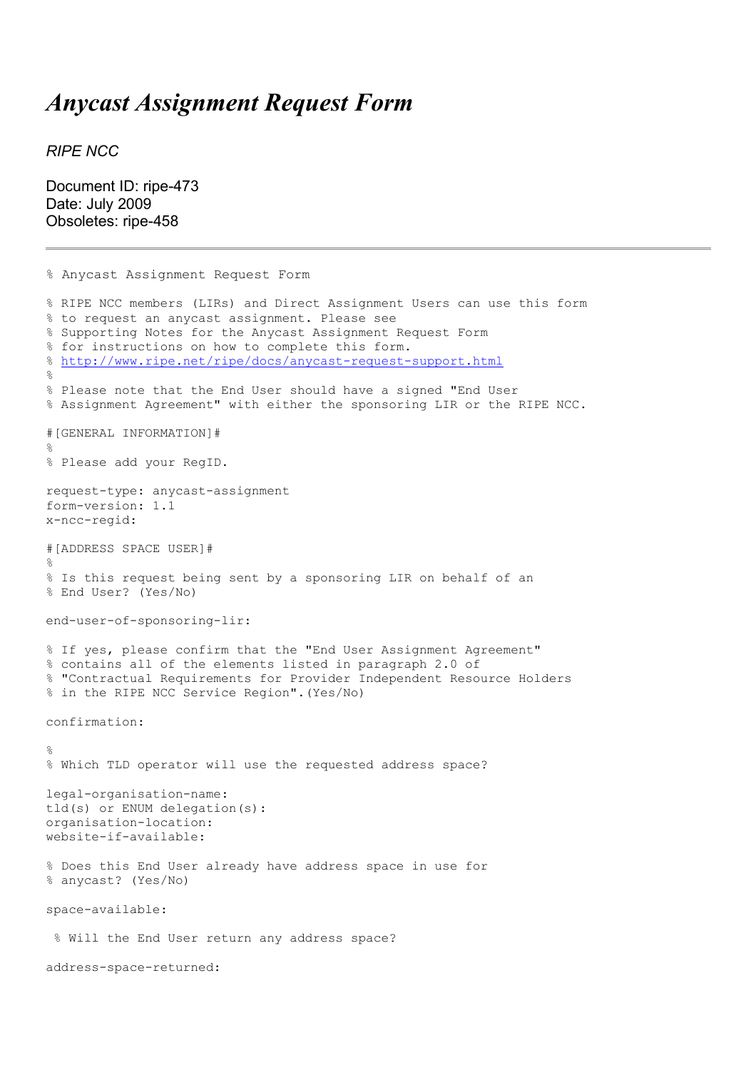# *Anycast Assignment Request Form*

*RIPE NCC*

Document ID: ripe-473
Date: July 2009
Obsoletes: ripe-458

---

```
% Anycast Assignment Request Form

% RIPE NCC members (LIRs) and Direct Assignment Users can use this form
% to request an anycast assignment. Please see
% Supporting Notes for the Anycast Assignment Request Form
% for instructions on how to complete this form.
% http://www.ripe.net/ripe/docs/anycast-request-support.html
%
% Please note that the End User should have a signed "End User
% Assignment Agreement" with either the sponsoring LIR or the RIPE NCC.

#[GENERAL INFORMATION]#
%
% Please add your RegID.

request-type: anycast-assignment
form-version: 1.1
x-ncc-regid:

#[ADDRESS SPACE USER]#
%
% Is this request being sent by a sponsoring LIR on behalf of an
% End User? (Yes/No)

end-user-of-sponsoring-lir:

% If yes, please confirm that the "End User Assignment Agreement"
% contains all of the elements listed in paragraph 2.0 of
% "Contractual Requirements for Provider Independent Resource Holders
% in the RIPE NCC Service Region".(Yes/No)

confirmation:

%
% Which TLD operator will use the requested address space?

legal-organisation-name:
tld(s) or ENUM delegation(s):
organisation-location:
website-if-available:

% Does this End User already have address space in use for
% anycast? (Yes/No)

space-available:

 % Will the End User return any address space?

address-space-returned:
```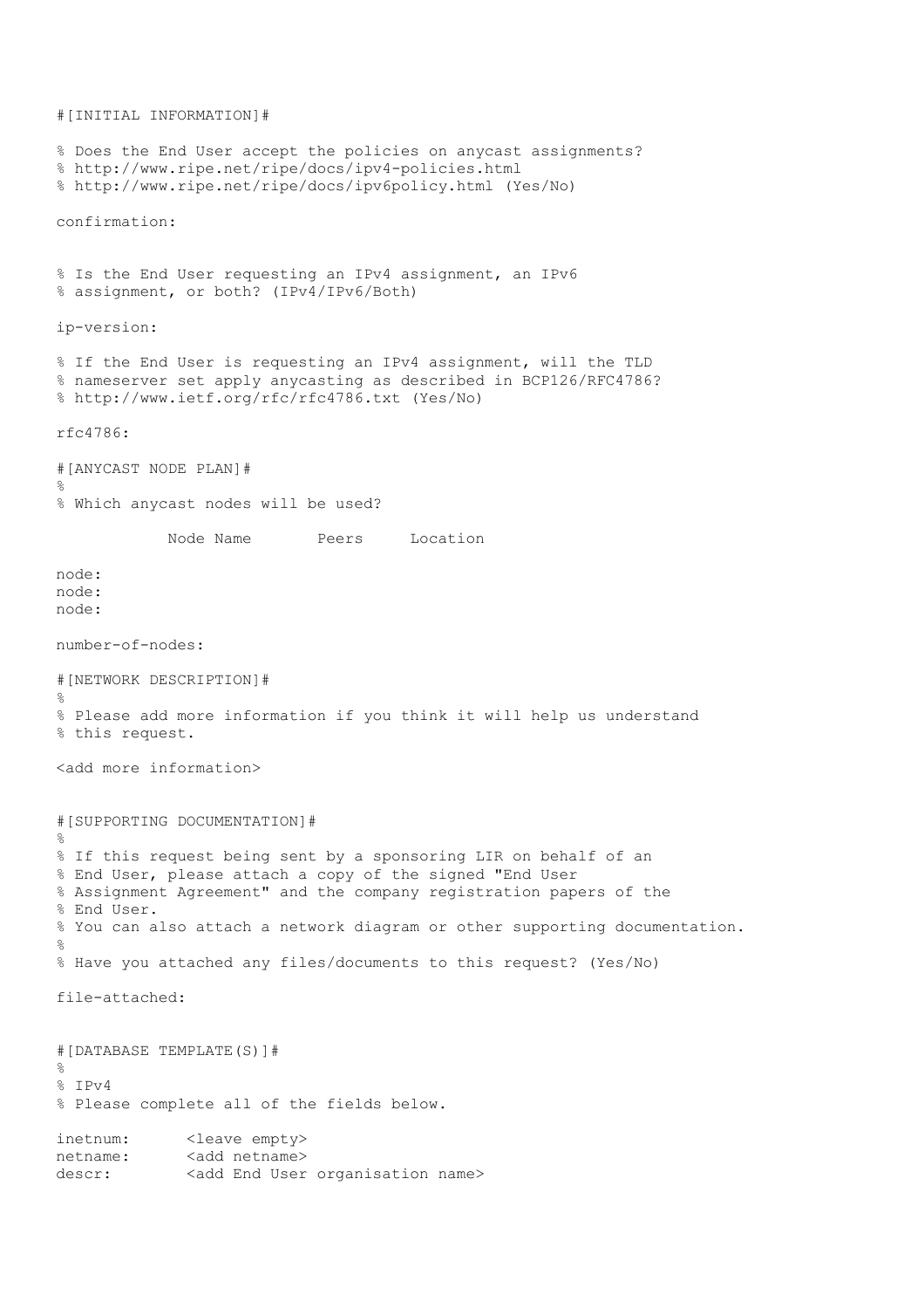```
#[INITIAL INFORMATION]#

% Does the End User accept the policies on anycast assignments?
% http://www.ripe.net/ripe/docs/ipv4-policies.html
% http://www.ripe.net/ripe/docs/ipv6policy.html (Yes/No)

confirmation:


% Is the End User requesting an IPv4 assignment, an IPv6
% assignment, or both? (IPv4/IPv6/Both)

ip-version:

% If the End User is requesting an IPv4 assignment, will the TLD
% nameserver set apply anycasting as described in BCP126/RFC4786?
% http://www.ietf.org/rfc/rfc4786.txt (Yes/No)

rfc4786:

#[ANYCAST NODE PLAN]#
%
% Which anycast nodes will be used?

            Node Name       Peers     Location

node:
node:
node:

number-of-nodes:

#[NETWORK DESCRIPTION]#
%
% Please add more information if you think it will help us understand
% this request.

<add more information>


#[SUPPORTING DOCUMENTATION]#
%
% If this request being sent by a sponsoring LIR on behalf of an
% End User, please attach a copy of the signed "End User
% Assignment Agreement" and the company registration papers of the
% End User.
% You can also attach a network diagram or other supporting documentation.
%
% Have you attached any files/documents to this request? (Yes/No)

file-attached:


#[DATABASE TEMPLATE(S)]#
%
% IPv4
% Please complete all of the fields below.

inetnum:      <leave empty>
netname:      <add netname>
descr:        <add End User organisation name>
```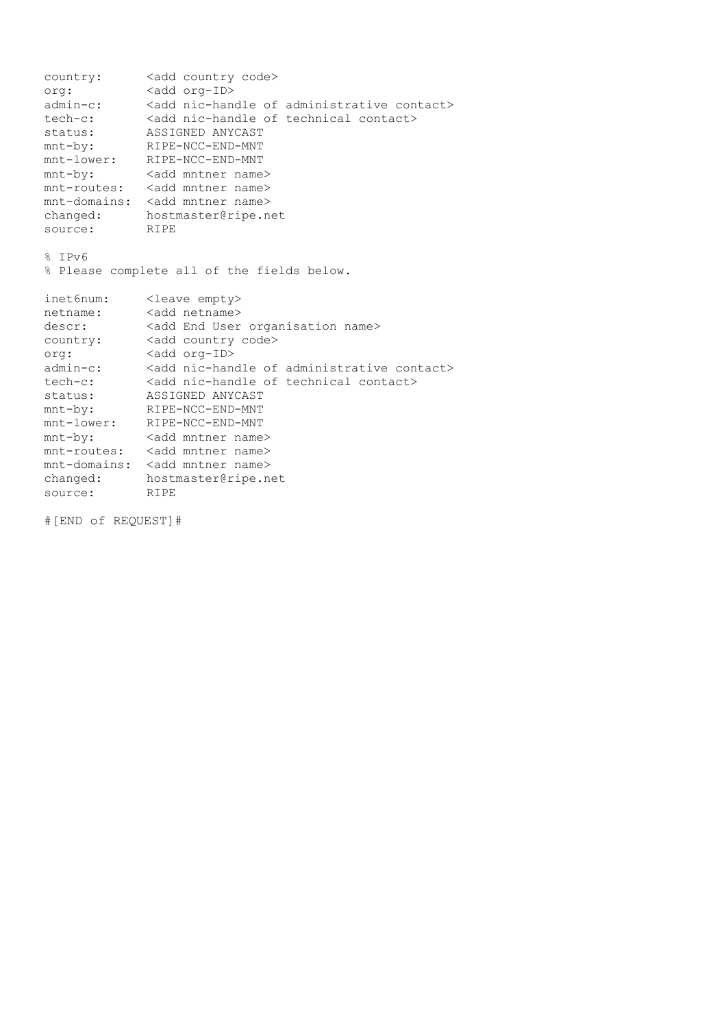```
country:      <add country code>
org:          <add org-ID>
admin-c:      <add nic-handle of administrative contact>
tech-c:       <add nic-handle of technical contact>
status:       ASSIGNED ANYCAST
mnt-by:       RIPE-NCC-END-MNT
mnt-lower:    RIPE-NCC-END-MNT
mnt-by:       <add mntner name>
mnt-routes:   <add mntner name>
mnt-domains:  <add mntner name>
changed:      hostmaster@ripe.net
source:       RIPE

% IPv6
% Please complete all of the fields below.

inet6num:     <leave empty>
netname:      <add netname>
descr:        <add End User organisation name>
country:      <add country code>
org:          <add org-ID>
admin-c:      <add nic-handle of administrative contact>
tech-c:       <add nic-handle of technical contact>
status:       ASSIGNED ANYCAST
mnt-by:       RIPE-NCC-END-MNT
mnt-lower:    RIPE-NCC-END-MNT
mnt-by:       <add mntner name>
mnt-routes:   <add mntner name>
mnt-domains:  <add mntner name>
changed:      hostmaster@ripe.net
source:       RIPE

#[END of REQUEST]#
```